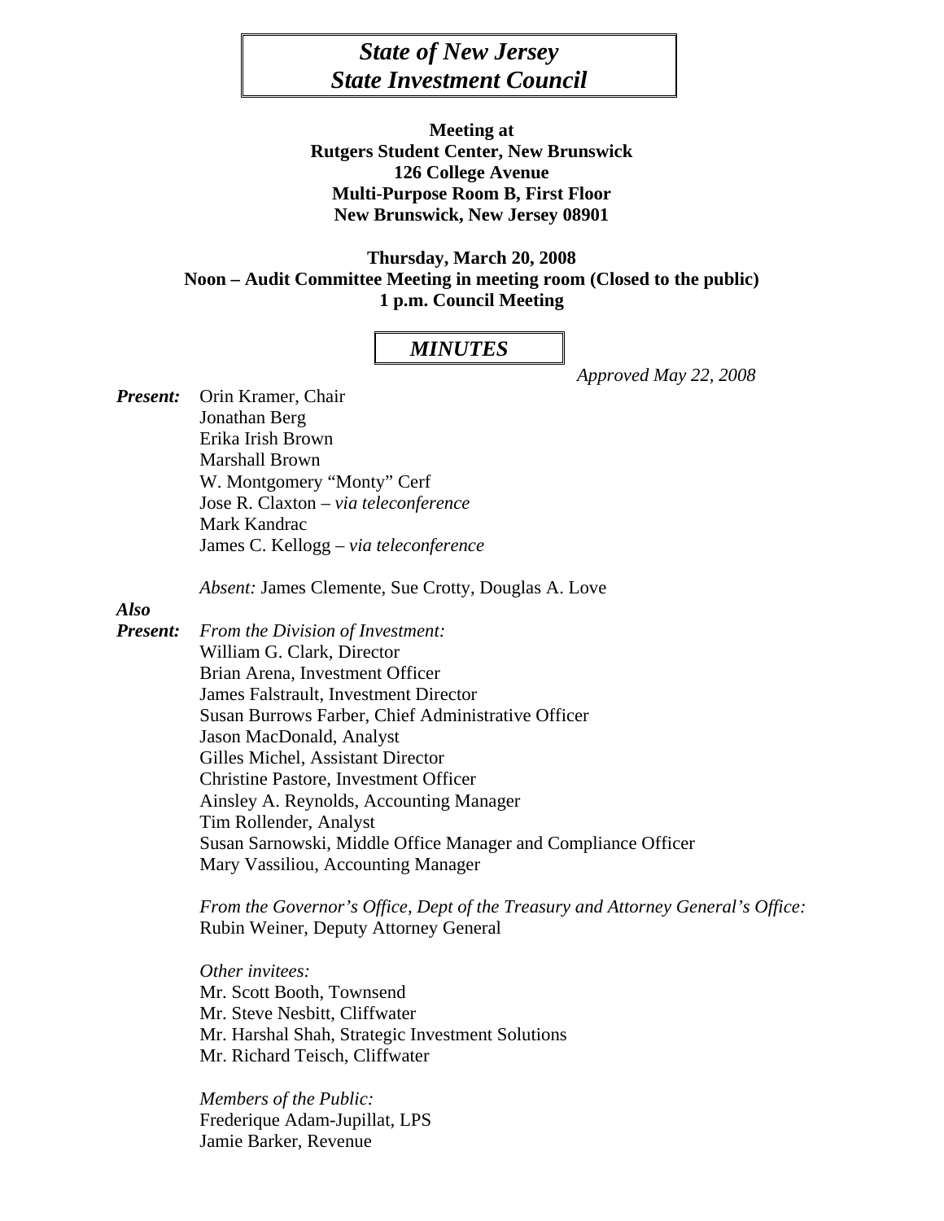# *State of New Jersey*
# *State Investment Council*

**Meeting at**
**Rutgers Student Center, New Brunswick**
**126 College Avenue**
**Multi-Purpose Room B, First Floor**
**New Brunswick, New Jersey 08901**

**Thursday, March 20, 2008**
**Noon – Audit Committee Meeting in meeting room (Closed to the public)**
**1 p.m. Council Meeting**

## *MINUTES*

*Approved May 22, 2008*

***Present:*** Orin Kramer, Chair
Jonathan Berg
Erika Irish Brown
Marshall Brown
W. Montgomery "Monty" Cerf
Jose R. Claxton – *via teleconference*
Mark Kandrac
James C. Kellogg – *via teleconference*

*Absent:* James Clemente, Sue Crotty, Douglas A. Love

***Also Present:*** *From the Division of Investment:*
William G. Clark, Director
Brian Arena, Investment Officer
James Falstrault, Investment Director
Susan Burrows Farber, Chief Administrative Officer
Jason MacDonald, Analyst
Gilles Michel, Assistant Director
Christine Pastore, Investment Officer
Ainsley A. Reynolds, Accounting Manager
Tim Rollender, Analyst
Susan Sarnowski, Middle Office Manager and Compliance Officer
Mary Vassiliou, Accounting Manager

*From the Governor's Office, Dept of the Treasury and Attorney General's Office:*
Rubin Weiner, Deputy Attorney General

*Other invitees:*
Mr. Scott Booth, Townsend
Mr. Steve Nesbitt, Cliffwater
Mr. Harshal Shah, Strategic Investment Solutions
Mr. Richard Teisch, Cliffwater

*Members of the Public:*
Frederique Adam-Jupillat, LPS
Jamie Barker, Revenue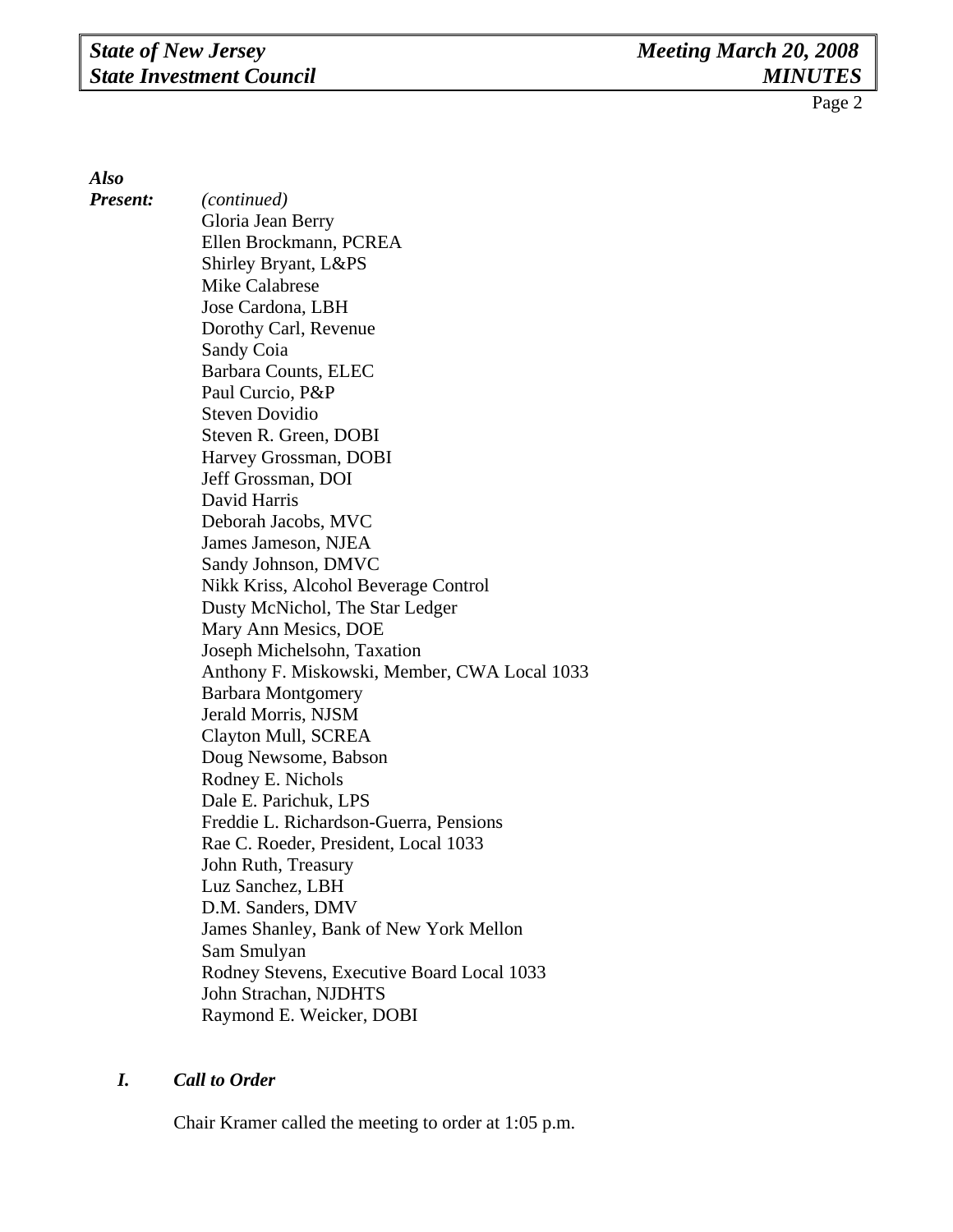***Also Present:*** *(continued)*

Gloria Jean Berry
Ellen Brockmann, PCREA
Shirley Bryant, L&PS
Mike Calabrese
Jose Cardona, LBH
Dorothy Carl, Revenue
Sandy Coia
Barbara Counts, ELEC
Paul Curcio, P&P
Steven Dovidio
Steven R. Green, DOBI
Harvey Grossman, DOBI
Jeff Grossman, DOI
David Harris
Deborah Jacobs, MVC
James Jameson, NJEA
Sandy Johnson, DMVC
Nikk Kriss, Alcohol Beverage Control
Dusty McNichol, The Star Ledger
Mary Ann Mesics, DOE
Joseph Michelsohn, Taxation
Anthony F. Miskowski, Member, CWA Local 1033
Barbara Montgomery
Jerald Morris, NJSM
Clayton Mull, SCREA
Doug Newsome, Babson
Rodney E. Nichols
Dale E. Parichuk, LPS
Freddie L. Richardson-Guerra, Pensions
Rae C. Roeder, President, Local 1033
John Ruth, Treasury
Luz Sanchez, LBH
D.M. Sanders, DMV
James Shanley, Bank of New York Mellon
Sam Smulyan
Rodney Stevens, Executive Board Local 1033
John Strachan, NJDHTS
Raymond E. Weicker, DOBI

## *I. Call to Order*

Chair Kramer called the meeting to order at 1:05 p.m.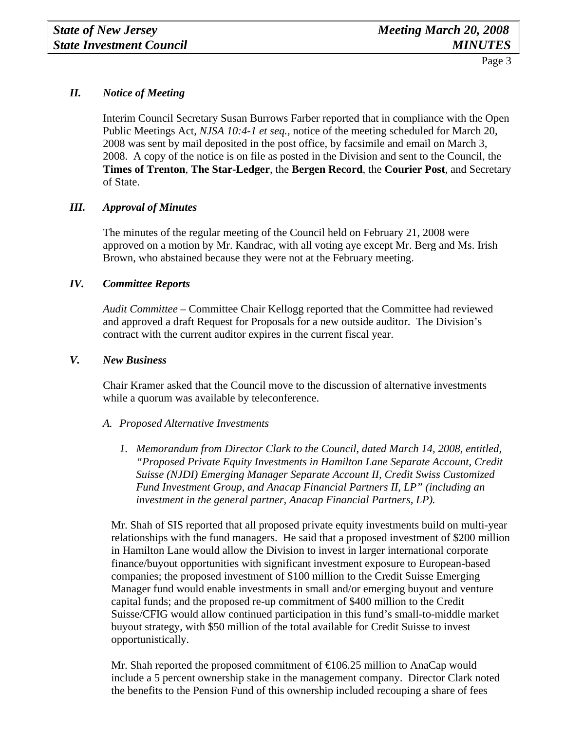## II. *Notice of Meeting*

Interim Council Secretary Susan Burrows Farber reported that in compliance with the Open Public Meetings Act, *NJSA 10:4-1 et seq.,* notice of the meeting scheduled for March 20, 2008 was sent by mail deposited in the post office, by facsimile and email on March 3, 2008. A copy of the notice is on file as posted in the Division and sent to the Council, the **Times of Trenton**, **The Star-Ledger**, the **Bergen Record**, the **Courier Post**, and Secretary of State.

## III. *Approval of Minutes*

The minutes of the regular meeting of the Council held on February 21, 2008 were approved on a motion by Mr. Kandrac, with all voting aye except Mr. Berg and Ms. Irish Brown, who abstained because they were not at the February meeting.

## IV. *Committee Reports*

*Audit Committee* – Committee Chair Kellogg reported that the Committee had reviewed and approved a draft Request for Proposals for a new outside auditor. The Division's contract with the current auditor expires in the current fiscal year.

## V. *New Business*

Chair Kramer asked that the Council move to the discussion of alternative investments while a quorum was available by teleconference.

### A. *Proposed Alternative Investments*

1. *Memorandum from Director Clark to the Council, dated March 14, 2008, entitled, "Proposed Private Equity Investments in Hamilton Lane Separate Account, Credit Suisse (NJDI) Emerging Manager Separate Account II, Credit Swiss Customized Fund Investment Group, and Anacap Financial Partners II, LP" (including an investment in the general partner, Anacap Financial Partners, LP).*

Mr. Shah of SIS reported that all proposed private equity investments build on multi-year relationships with the fund managers. He said that a proposed investment of $200 million in Hamilton Lane would allow the Division to invest in larger international corporate finance/buyout opportunities with significant investment exposure to European-based companies; the proposed investment of $100 million to the Credit Suisse Emerging Manager fund would enable investments in small and/or emerging buyout and venture capital funds; and the proposed re-up commitment of $400 million to the Credit Suisse/CFIG would allow continued participation in this fund's small-to-middle market buyout strategy, with $50 million of the total available for Credit Suisse to invest opportunistically.

Mr. Shah reported the proposed commitment of €106.25 million to AnaCap would include a 5 percent ownership stake in the management company. Director Clark noted the benefits to the Pension Fund of this ownership included recouping a share of fees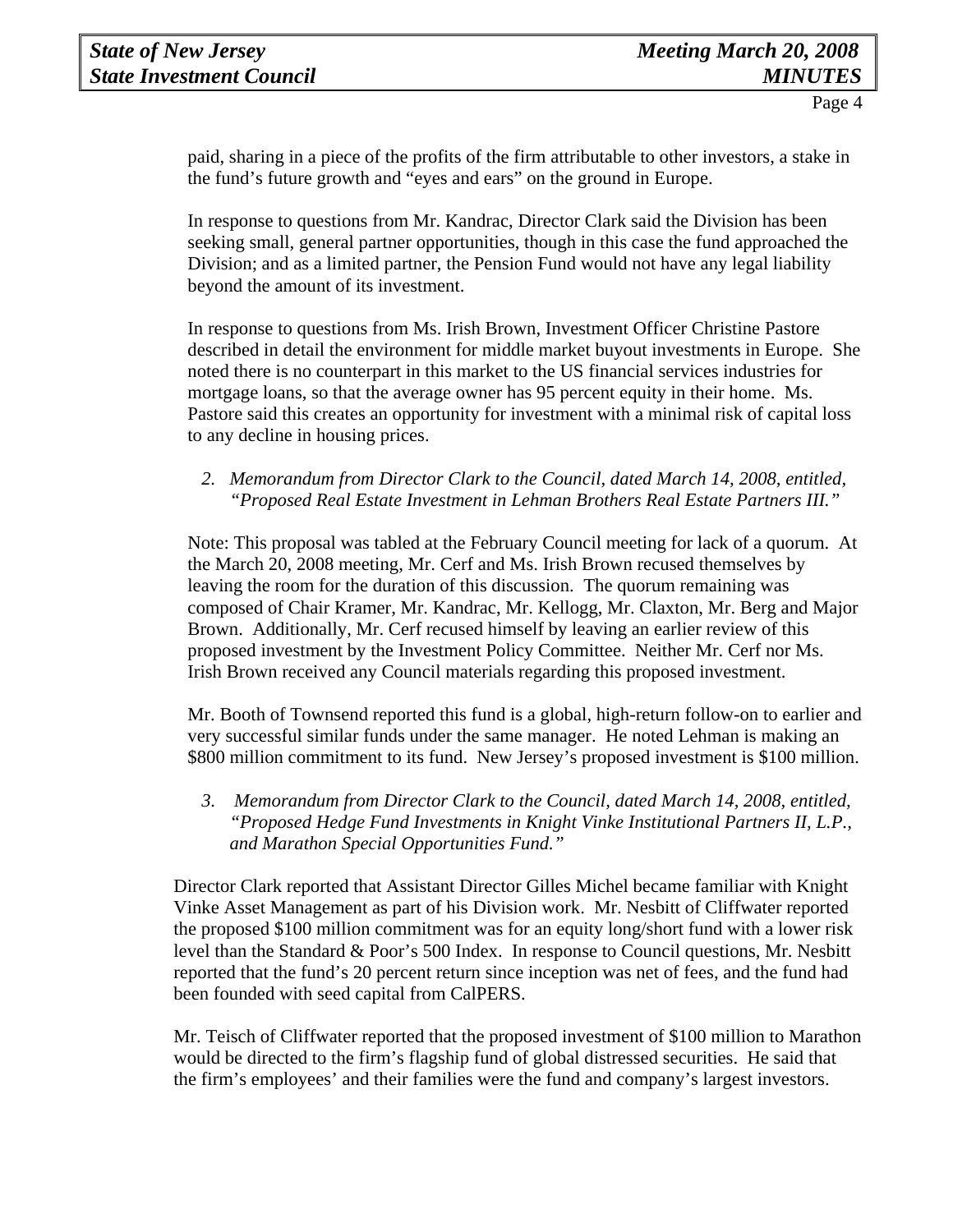paid, sharing in a piece of the profits of the firm attributable to other investors, a stake in the fund's future growth and "eyes and ears" on the ground in Europe.

In response to questions from Mr. Kandrac, Director Clark said the Division has been seeking small, general partner opportunities, though in this case the fund approached the Division; and as a limited partner, the Pension Fund would not have any legal liability beyond the amount of its investment.

In response to questions from Ms. Irish Brown, Investment Officer Christine Pastore described in detail the environment for middle market buyout investments in Europe. She noted there is no counterpart in this market to the US financial services industries for mortgage loans, so that the average owner has 95 percent equity in their home. Ms. Pastore said this creates an opportunity for investment with a minimal risk of capital loss to any decline in housing prices.

2. *Memorandum from Director Clark to the Council, dated March 14, 2008, entitled, "Proposed Real Estate Investment in Lehman Brothers Real Estate Partners III."*

Note: This proposal was tabled at the February Council meeting for lack of a quorum. At the March 20, 2008 meeting, Mr. Cerf and Ms. Irish Brown recused themselves by leaving the room for the duration of this discussion. The quorum remaining was composed of Chair Kramer, Mr. Kandrac, Mr. Kellogg, Mr. Claxton, Mr. Berg and Major Brown. Additionally, Mr. Cerf recused himself by leaving an earlier review of this proposed investment by the Investment Policy Committee. Neither Mr. Cerf nor Ms. Irish Brown received any Council materials regarding this proposed investment.

Mr. Booth of Townsend reported this fund is a global, high-return follow-on to earlier and very successful similar funds under the same manager. He noted Lehman is making an $800 million commitment to its fund. New Jersey's proposed investment is $100 million.

3. *Memorandum from Director Clark to the Council, dated March 14, 2008, entitled, "Proposed Hedge Fund Investments in Knight Vinke Institutional Partners II, L.P., and Marathon Special Opportunities Fund."*

Director Clark reported that Assistant Director Gilles Michel became familiar with Knight Vinke Asset Management as part of his Division work. Mr. Nesbitt of Cliffwater reported the proposed $100 million commitment was for an equity long/short fund with a lower risk level than the Standard & Poor's 500 Index. In response to Council questions, Mr. Nesbitt reported that the fund's 20 percent return since inception was net of fees, and the fund had been founded with seed capital from CalPERS.

Mr. Teisch of Cliffwater reported that the proposed investment of $100 million to Marathon would be directed to the firm's flagship fund of global distressed securities. He said that the firm's employees' and their families were the fund and company's largest investors.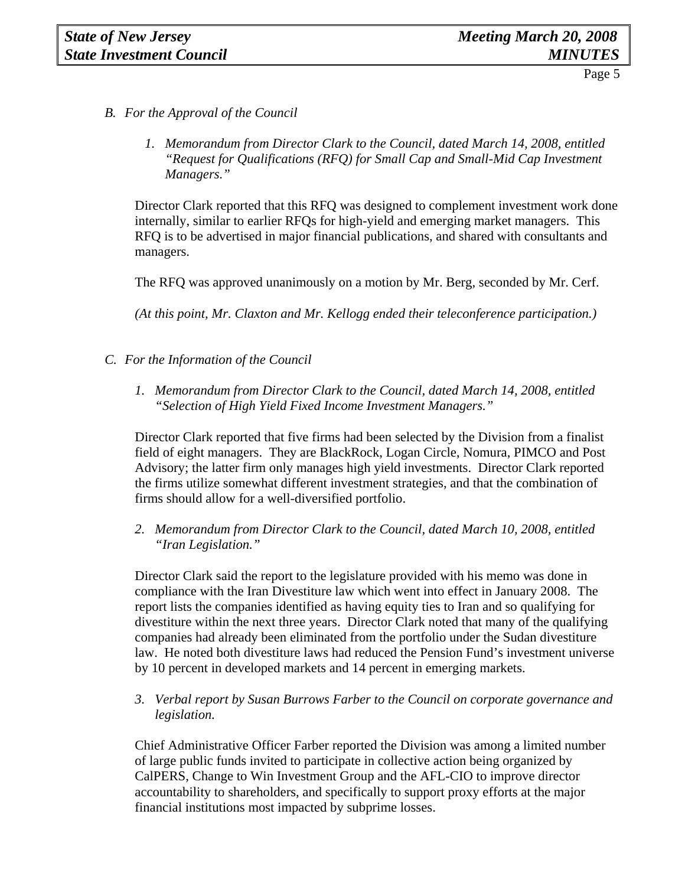*B. For the Approval of the Council*

*1. Memorandum from Director Clark to the Council, dated March 14, 2008, entitled "Request for Qualifications (RFQ) for Small Cap and Small-Mid Cap Investment Managers."*

Director Clark reported that this RFQ was designed to complement investment work done internally, similar to earlier RFQs for high-yield and emerging market managers. This RFQ is to be advertised in major financial publications, and shared with consultants and managers.

The RFQ was approved unanimously on a motion by Mr. Berg, seconded by Mr. Cerf.

*(At this point, Mr. Claxton and Mr. Kellogg ended their teleconference participation.)*

*C. For the Information of the Council*

*1. Memorandum from Director Clark to the Council, dated March 14, 2008, entitled "Selection of High Yield Fixed Income Investment Managers."*

Director Clark reported that five firms had been selected by the Division from a finalist field of eight managers. They are BlackRock, Logan Circle, Nomura, PIMCO and Post Advisory; the latter firm only manages high yield investments. Director Clark reported the firms utilize somewhat different investment strategies, and that the combination of firms should allow for a well-diversified portfolio.

*2. Memorandum from Director Clark to the Council, dated March 10, 2008, entitled "Iran Legislation."*

Director Clark said the report to the legislature provided with his memo was done in compliance with the Iran Divestiture law which went into effect in January 2008. The report lists the companies identified as having equity ties to Iran and so qualifying for divestiture within the next three years. Director Clark noted that many of the qualifying companies had already been eliminated from the portfolio under the Sudan divestiture law. He noted both divestiture laws had reduced the Pension Fund's investment universe by 10 percent in developed markets and 14 percent in emerging markets.

*3. Verbal report by Susan Burrows Farber to the Council on corporate governance and legislation.*

Chief Administrative Officer Farber reported the Division was among a limited number of large public funds invited to participate in collective action being organized by CalPERS, Change to Win Investment Group and the AFL-CIO to improve director accountability to shareholders, and specifically to support proxy efforts at the major financial institutions most impacted by subprime losses.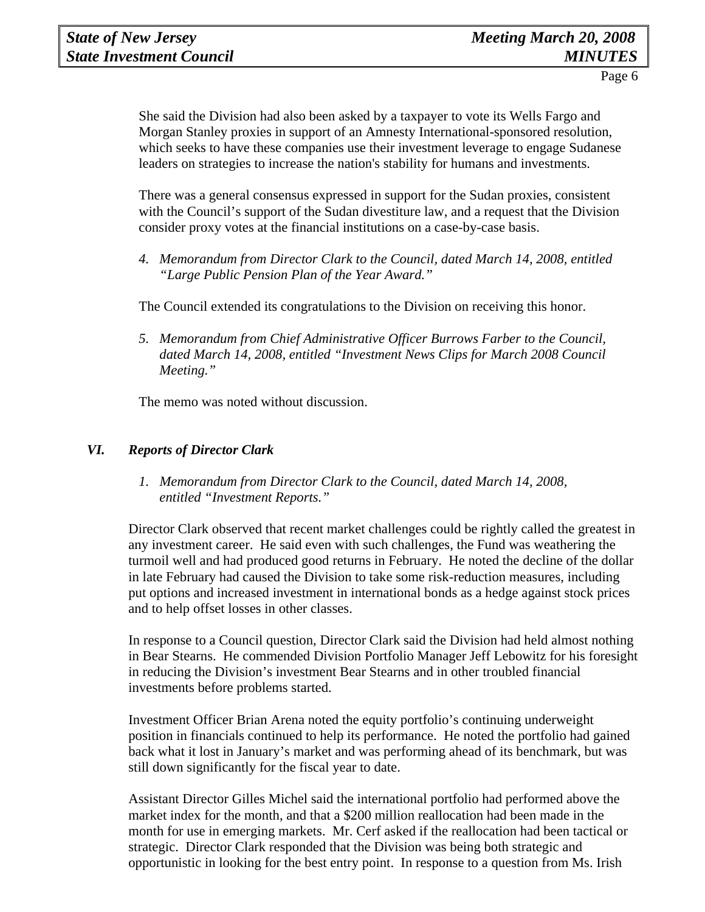She said the Division had also been asked by a taxpayer to vote its Wells Fargo and Morgan Stanley proxies in support of an Amnesty International-sponsored resolution, which seeks to have these companies use their investment leverage to engage Sudanese leaders on strategies to increase the nation's stability for humans and investments.

There was a general consensus expressed in support for the Sudan proxies, consistent with the Council's support of the Sudan divestiture law, and a request that the Division consider proxy votes at the financial institutions on a case-by-case basis.

4. *Memorandum from Director Clark to the Council, dated March 14, 2008, entitled "Large Public Pension Plan of the Year Award."*

The Council extended its congratulations to the Division on receiving this honor.

5. *Memorandum from Chief Administrative Officer Burrows Farber to the Council, dated March 14, 2008, entitled "Investment News Clips for March 2008 Council Meeting."*

The memo was noted without discussion.

## *VI. Reports of Director Clark*

1. *Memorandum from Director Clark to the Council, dated March 14, 2008, entitled "Investment Reports."*

Director Clark observed that recent market challenges could be rightly called the greatest in any investment career. He said even with such challenges, the Fund was weathering the turmoil well and had produced good returns in February. He noted the decline of the dollar in late February had caused the Division to take some risk-reduction measures, including put options and increased investment in international bonds as a hedge against stock prices and to help offset losses in other classes.

In response to a Council question, Director Clark said the Division had held almost nothing in Bear Stearns. He commended Division Portfolio Manager Jeff Lebowitz for his foresight in reducing the Division's investment Bear Stearns and in other troubled financial investments before problems started.

Investment Officer Brian Arena noted the equity portfolio's continuing underweight position in financials continued to help its performance. He noted the portfolio had gained back what it lost in January's market and was performing ahead of its benchmark, but was still down significantly for the fiscal year to date.

Assistant Director Gilles Michel said the international portfolio had performed above the market index for the month, and that a $200 million reallocation had been made in the month for use in emerging markets. Mr. Cerf asked if the reallocation had been tactical or strategic. Director Clark responded that the Division was being both strategic and opportunistic in looking for the best entry point. In response to a question from Ms. Irish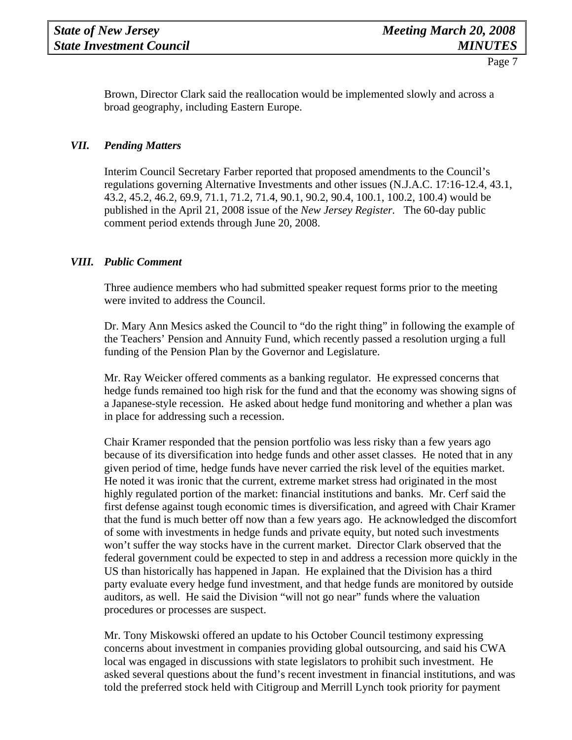Brown, Director Clark said the reallocation would be implemented slowly and across a broad geography, including Eastern Europe.

## *VII. Pending Matters*

Interim Council Secretary Farber reported that proposed amendments to the Council's regulations governing Alternative Investments and other issues (N.J.A.C. 17:16-12.4, 43.1, 43.2, 45.2, 46.2, 69.9, 71.1, 71.2, 71.4, 90.1, 90.2, 90.4, 100.1, 100.2, 100.4) would be published in the April 21, 2008 issue of the *New Jersey Register*. The 60-day public comment period extends through June 20, 2008.

## *VIII. Public Comment*

Three audience members who had submitted speaker request forms prior to the meeting were invited to address the Council.

Dr. Mary Ann Mesics asked the Council to "do the right thing" in following the example of the Teachers' Pension and Annuity Fund, which recently passed a resolution urging a full funding of the Pension Plan by the Governor and Legislature.

Mr. Ray Weicker offered comments as a banking regulator. He expressed concerns that hedge funds remained too high risk for the fund and that the economy was showing signs of a Japanese-style recession. He asked about hedge fund monitoring and whether a plan was in place for addressing such a recession.

Chair Kramer responded that the pension portfolio was less risky than a few years ago because of its diversification into hedge funds and other asset classes. He noted that in any given period of time, hedge funds have never carried the risk level of the equities market. He noted it was ironic that the current, extreme market stress had originated in the most highly regulated portion of the market: financial institutions and banks. Mr. Cerf said the first defense against tough economic times is diversification, and agreed with Chair Kramer that the fund is much better off now than a few years ago. He acknowledged the discomfort of some with investments in hedge funds and private equity, but noted such investments won't suffer the way stocks have in the current market. Director Clark observed that the federal government could be expected to step in and address a recession more quickly in the US than historically has happened in Japan. He explained that the Division has a third party evaluate every hedge fund investment, and that hedge funds are monitored by outside auditors, as well. He said the Division "will not go near" funds where the valuation procedures or processes are suspect.

Mr. Tony Miskowski offered an update to his October Council testimony expressing concerns about investment in companies providing global outsourcing, and said his CWA local was engaged in discussions with state legislators to prohibit such investment. He asked several questions about the fund's recent investment in financial institutions, and was told the preferred stock held with Citigroup and Merrill Lynch took priority for payment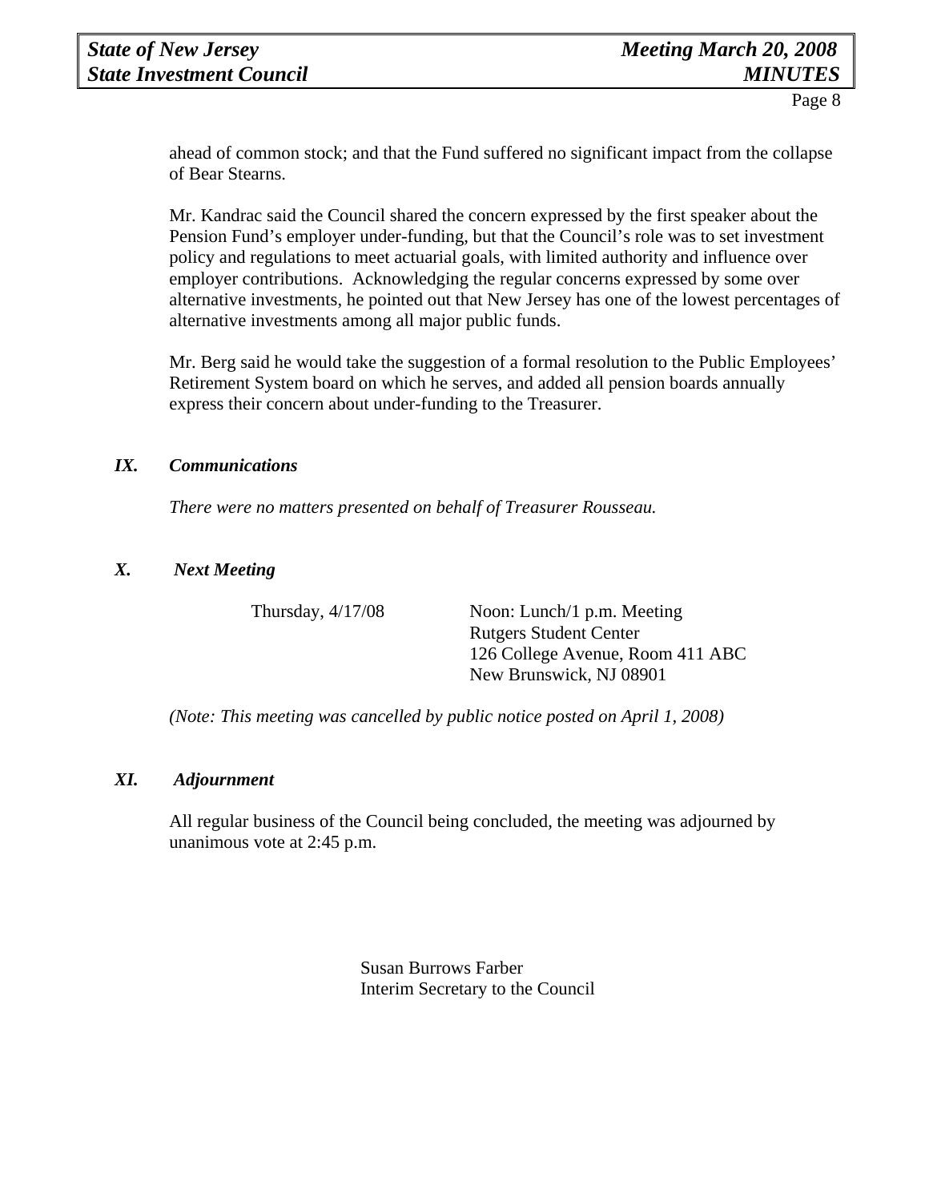ahead of common stock; and that the Fund suffered no significant impact from the collapse of Bear Stearns.

Mr. Kandrac said the Council shared the concern expressed by the first speaker about the Pension Fund's employer under-funding, but that the Council's role was to set investment policy and regulations to meet actuarial goals, with limited authority and influence over employer contributions. Acknowledging the regular concerns expressed by some over alternative investments, he pointed out that New Jersey has one of the lowest percentages of alternative investments among all major public funds.

Mr. Berg said he would take the suggestion of a formal resolution to the Public Employees' Retirement System board on which he serves, and added all pension boards annually express their concern about under-funding to the Treasurer.

## *IX. Communications*

*There were no matters presented on behalf of Treasurer Rousseau.*

## *X. Next Meeting*

Thursday, 4/17/08

Noon: Lunch/1 p.m. Meeting
Rutgers Student Center
126 College Avenue, Room 411 ABC
New Brunswick, NJ 08901

*(Note: This meeting was cancelled by public notice posted on April 1, 2008)*

## *XI. Adjournment*

All regular business of the Council being concluded, the meeting was adjourned by unanimous vote at 2:45 p.m.

Susan Burrows Farber
Interim Secretary to the Council